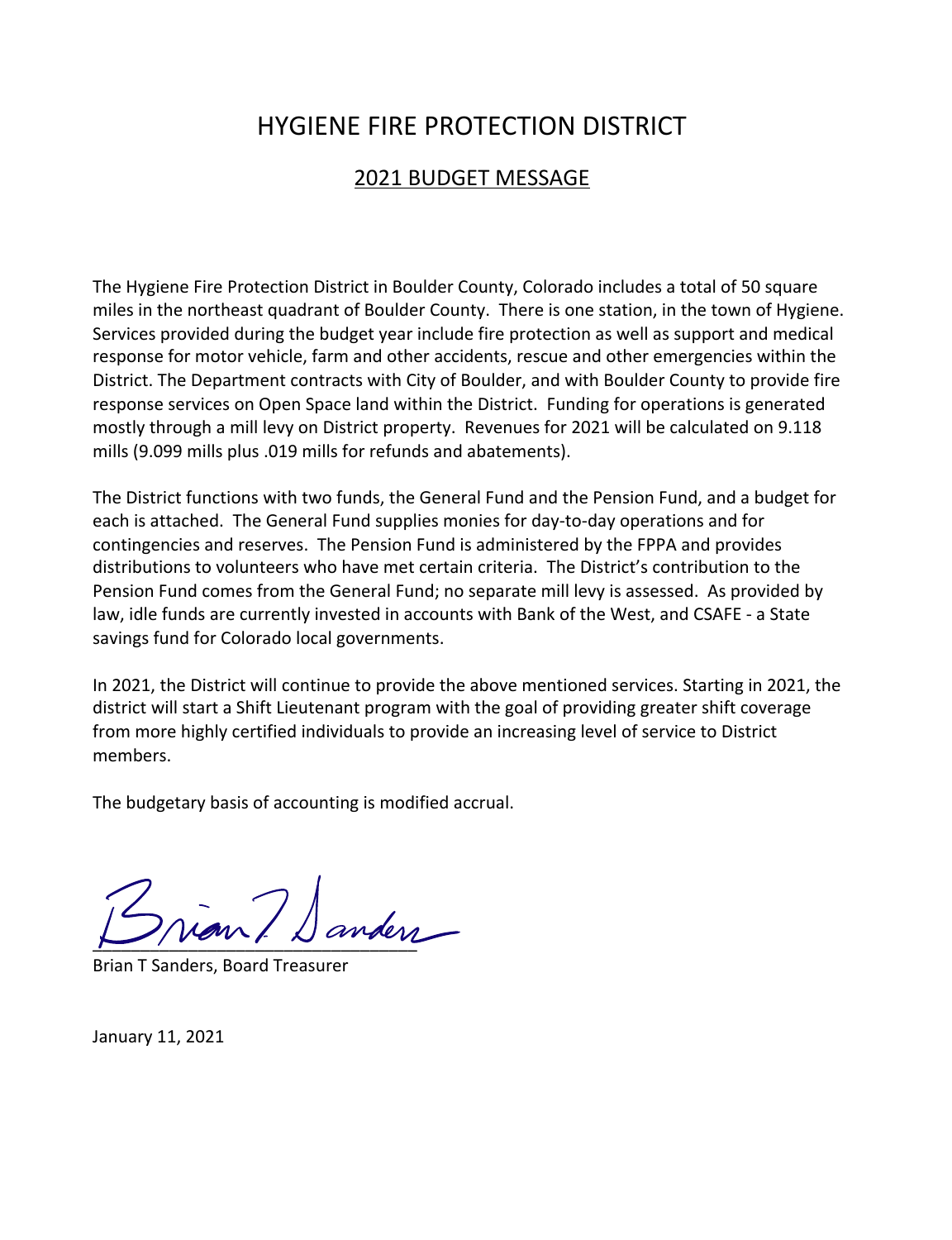# HYGIENE FIRE PROTECTION DISTRICT

## 2021 BUDGET MESSAGE

The Hygiene Fire Protection District in Boulder County, Colorado includes a total of 50 square miles in the northeast quadrant of Boulder County. There is one station, in the town of Hygiene. Services provided during the budget year include fire protection as well as support and medical response for motor vehicle, farm and other accidents, rescue and other emergencies within the District. The Department contracts with City of Boulder, and with Boulder County to provide fire response services on Open Space land within the District. Funding for operations is generated mostly through a mill levy on District property. Revenues for 2021 will be calculated on 9.118 mills (9.099 mills plus .019 mills for refunds and abatements).

The District functions with two funds, the General Fund and the Pension Fund, and a budget for each is attached. The General Fund supplies monies for day-to-day operations and for contingencies and reserves. The Pension Fund is administered by the FPPA and provides distributions to volunteers who have met certain criteria. The District's contribution to the Pension Fund comes from the General Fund; no separate mill levy is assessed. As provided by law, idle funds are currently invested in accounts with Bank of the West, and CSAFE - a State savings fund for Colorado local governments.

In 2021, the District will continue to provide the above mentioned services. Starting in 2021, the district will start a Shift Lieutenant program with the goal of providing greater shift coverage from more highly certified individuals to provide an increasing level of service to District members.

The budgetary basis of accounting is modified accrual.

Brian T Sanders, Board Treasurer

January 11, 2021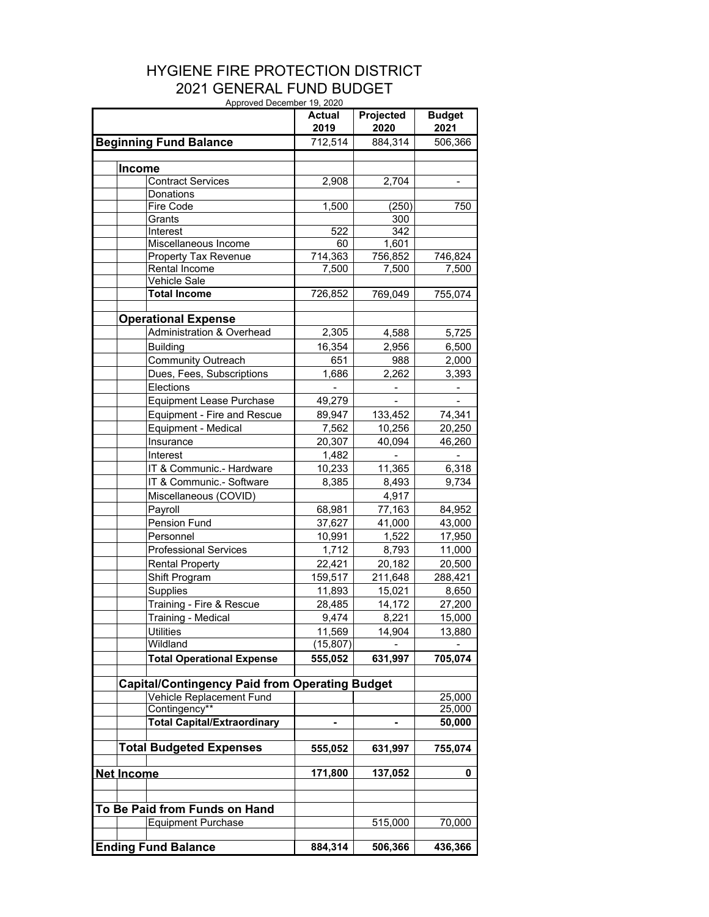# HYGIENE FIRE PROTECTION DISTRICT
## 2021 GENERAL FUND BUDGET

Approved December 19, 2020

| | Actual 2019 | Projected 2020 | Budget 2021 |
|---|---|---|---|
| **Beginning Fund Balance** | 712,514 | 884,314 | 506,366 |
| | | | |
| **Income** | | | |
| Contract Services | 2,908 | 2,704 | - |
| Donations | | | |
| Fire Code | 1,500 | (250) | 750 |
| Grants | | 300 | |
| Interest | 522 | 342 | |
| Miscellaneous Income | 60 | 1,601 | |
| Property Tax Revenue | 714,363 | 756,852 | 746,824 |
| Rental Income | 7,500 | 7,500 | 7,500 |
| Vehicle Sale | | | |
| **Total Income** | 726,852 | 769,049 | 755,074 |
| | | | |
| **Operational Expense** | | | |
| Administration & Overhead | 2,305 | 4,588 | 5,725 |
| Building | 16,354 | 2,956 | 6,500 |
| Community Outreach | 651 | 988 | 2,000 |
| Dues, Fees, Subscriptions | 1,686 | 2,262 | 3,393 |
| Elections | - | - | - |
| Equipment Lease Purchase | 49,279 | - | - |
| Equipment - Fire and Rescue | 89,947 | 133,452 | 74,341 |
| Equipment - Medical | 7,562 | 10,256 | 20,250 |
| Insurance | 20,307 | 40,094 | 46,260 |
| Interest | 1,482 | - | - |
| IT & Communic.- Hardware | 10,233 | 11,365 | 6,318 |
| IT & Communic.- Software | 8,385 | 8,493 | 9,734 |
| Miscellaneous (COVID) | | 4,917 | |
| Payroll | 68,981 | 77,163 | 84,952 |
| Pension Fund | 37,627 | 41,000 | 43,000 |
| Personnel | 10,991 | 1,522 | 17,950 |
| Professional Services | 1,712 | 8,793 | 11,000 |
| Rental Property | 22,421 | 20,182 | 20,500 |
| Shift Program | 159,517 | 211,648 | 288,421 |
| Supplies | 11,893 | 15,021 | 8,650 |
| Training - Fire & Rescue | 28,485 | 14,172 | 27,200 |
| Training - Medical | 9,474 | 8,221 | 15,000 |
| Utilities | 11,569 | 14,904 | 13,880 |
| Wildland | (15,807) | - | - |
| **Total Operational Expense** | **555,052** | **631,997** | **705,074** |
| | | | |
| **Capital/Contingency Paid from Operating Budget** | | | |
| Vehicle Replacement Fund | | | 25,000 |
| Contingency** | | | 25,000 |
| **Total Capital/Extraordinary** | **-** | **-** | **50,000** |
| | | | |
| **Total Budgeted Expenses** | **555,052** | **631,997** | **755,074** |
| | | | |
| **Net Income** | **171,800** | **137,052** | **0** |
| | | | |
| **To Be Paid from Funds on Hand** | | | |
| Equipment Purchase | | 515,000 | 70,000 |
| | | | |
| **Ending Fund Balance** | **884,314** | **506,366** | **436,366** |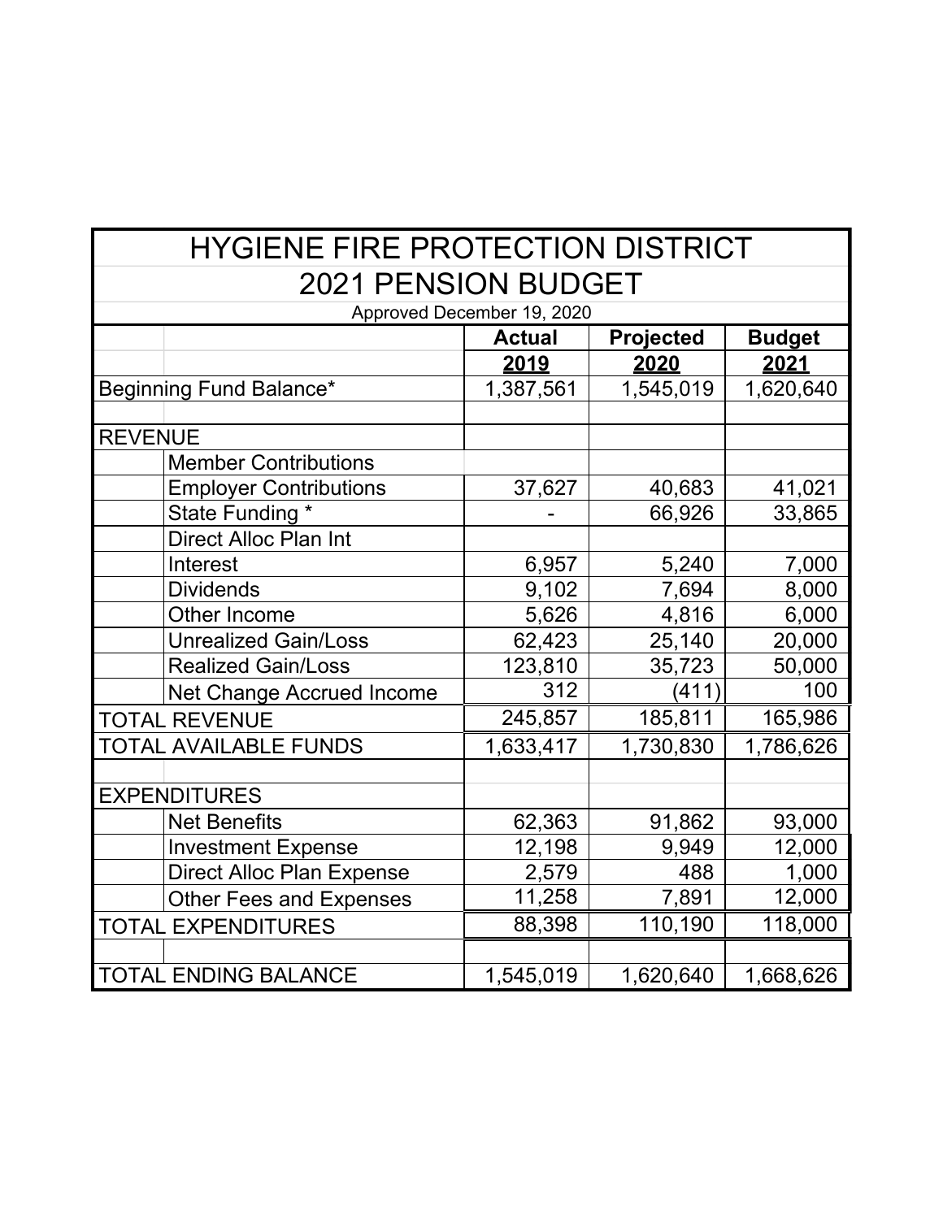# HYGIENE FIRE PROTECTION DISTRICT

## 2021 PENSION BUDGET

Approved December 19, 2020

| | | Actual | Projected | Budget |
|---|---|---|---|---|
| | | **2019** | **2020** | **2021** |
| Beginning Fund Balance* | | 1,387,561 | 1,545,019 | 1,620,640 |
| | | | | |
| REVENUE | | | | |
| | Member Contributions | | | |
| | Employer Contributions | 37,627 | 40,683 | 41,021 |
| | State Funding * | - | 66,926 | 33,865 |
| | Direct Alloc Plan Int | | | |
| | Interest | 6,957 | 5,240 | 7,000 |
| | Dividends | 9,102 | 7,694 | 8,000 |
| | Other Income | 5,626 | 4,816 | 6,000 |
| | Unrealized Gain/Loss | 62,423 | 25,140 | 20,000 |
| | Realized Gain/Loss | 123,810 | 35,723 | 50,000 |
| | Net Change Accrued Income | 312 | (411) | 100 |
| TOTAL REVENUE | | 245,857 | 185,811 | 165,986 |
| TOTAL AVAILABLE FUNDS | | 1,633,417 | 1,730,830 | 1,786,626 |
| | | | | |
| EXPENDITURES | | | | |
| | Net Benefits | 62,363 | 91,862 | 93,000 |
| | Investment Expense | 12,198 | 9,949 | 12,000 |
| | Direct Alloc Plan Expense | 2,579 | 488 | 1,000 |
| | Other Fees and Expenses | 11,258 | 7,891 | 12,000 |
| TOTAL EXPENDITURES | | 88,398 | 110,190 | 118,000 |
| | | | | |
| TOTAL ENDING BALANCE | | 1,545,019 | 1,620,640 | 1,668,626 |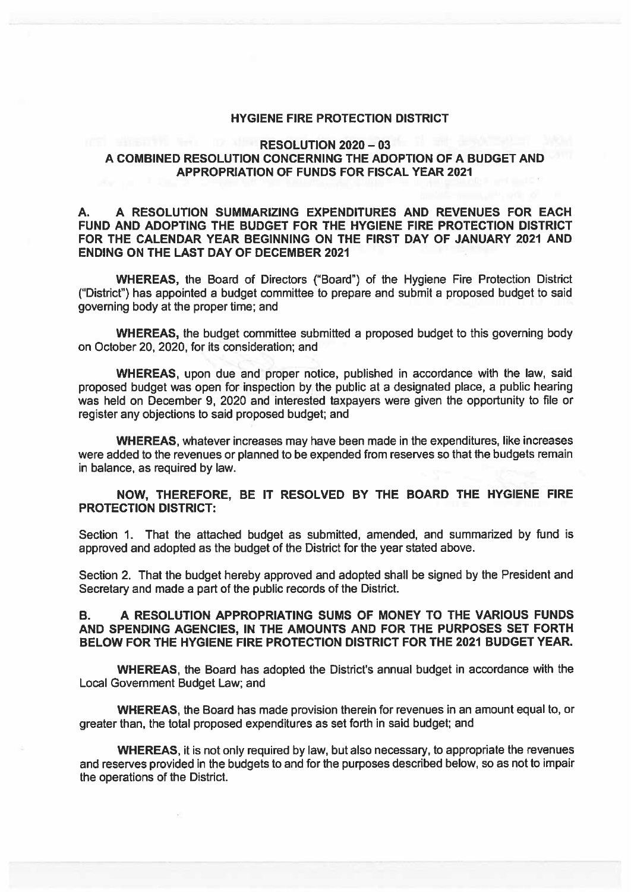**HYGIENE FIRE PROTECTION DISTRICT**

**RESOLUTION 2020 – 03**
**A COMBINED RESOLUTION CONCERNING THE ADOPTION OF A BUDGET AND APPROPRIATION OF FUNDS FOR FISCAL YEAR 2021**

**A. A RESOLUTION SUMMARIZING EXPENDITURES AND REVENUES FOR EACH FUND AND ADOPTING THE BUDGET FOR THE HYGIENE FIRE PROTECTION DISTRICT FOR THE CALENDAR YEAR BEGINNING ON THE FIRST DAY OF JANUARY 2021 AND ENDING ON THE LAST DAY OF DECEMBER 2021**

**WHEREAS,** the Board of Directors ("Board") of the Hygiene Fire Protection District ("District") has appointed a budget committee to prepare and submit a proposed budget to said governing body at the proper time; and

**WHEREAS,** the budget committee submitted a proposed budget to this governing body on October 20, 2020, for its consideration; and

**WHEREAS,** upon due and proper notice, published in accordance with the law, said proposed budget was open for inspection by the public at a designated place, a public hearing was held on December 9, 2020 and interested taxpayers were given the opportunity to file or register any objections to said proposed budget; and

**WHEREAS,** whatever increases may have been made in the expenditures, like increases were added to the revenues or planned to be expended from reserves so that the budgets remain in balance, as required by law.

**NOW, THEREFORE, BE IT RESOLVED BY THE BOARD THE HYGIENE FIRE PROTECTION DISTRICT:**

Section 1. That the attached budget as submitted, amended, and summarized by fund is approved and adopted as the budget of the District for the year stated above.

Section 2. That the budget hereby approved and adopted shall be signed by the President and Secretary and made a part of the public records of the District.

**B. A RESOLUTION APPROPRIATING SUMS OF MONEY TO THE VARIOUS FUNDS AND SPENDING AGENCIES, IN THE AMOUNTS AND FOR THE PURPOSES SET FORTH BELOW FOR THE HYGIENE FIRE PROTECTION DISTRICT FOR THE 2021 BUDGET YEAR.**

**WHEREAS,** the Board has adopted the District's annual budget in accordance with the Local Government Budget Law; and

**WHEREAS,** the Board has made provision therein for revenues in an amount equal to, or greater than, the total proposed expenditures as set forth in said budget; and

**WHEREAS,** it is not only required by law, but also necessary, to appropriate the revenues and reserves provided in the budgets to and for the purposes described below, so as not to impair the operations of the District.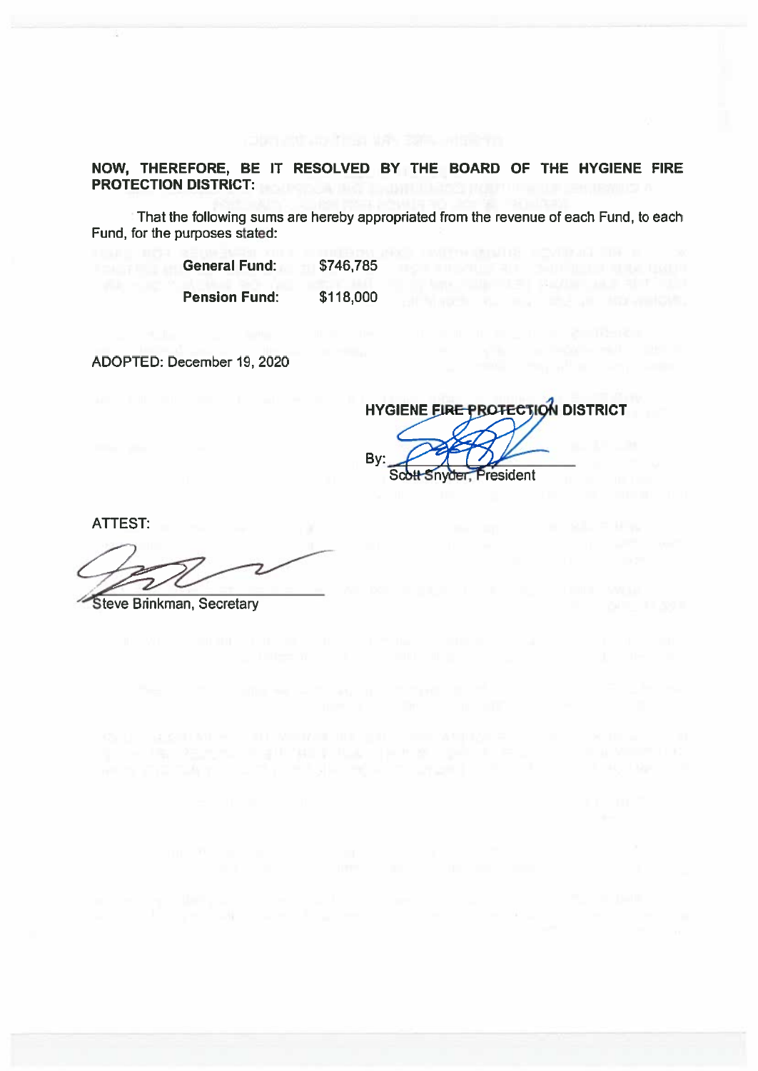**NOW, THEREFORE, BE IT RESOLVED BY THE BOARD OF THE HYGIENE FIRE PROTECTION DISTRICT:**

That the following sums are hereby appropriated from the revenue of each Fund, to each Fund, for the purposes stated:

| | |
|---|---|
| **General Fund:** | $746,785 |
| **Pension Fund:** | $118,000 |

ADOPTED: December 19, 2020

**HYGIENE FIRE PROTECTION DISTRICT**

By: ______________________
Scott Snyder, President

ATTEST:

______________________
Steve Brinkman, Secretary